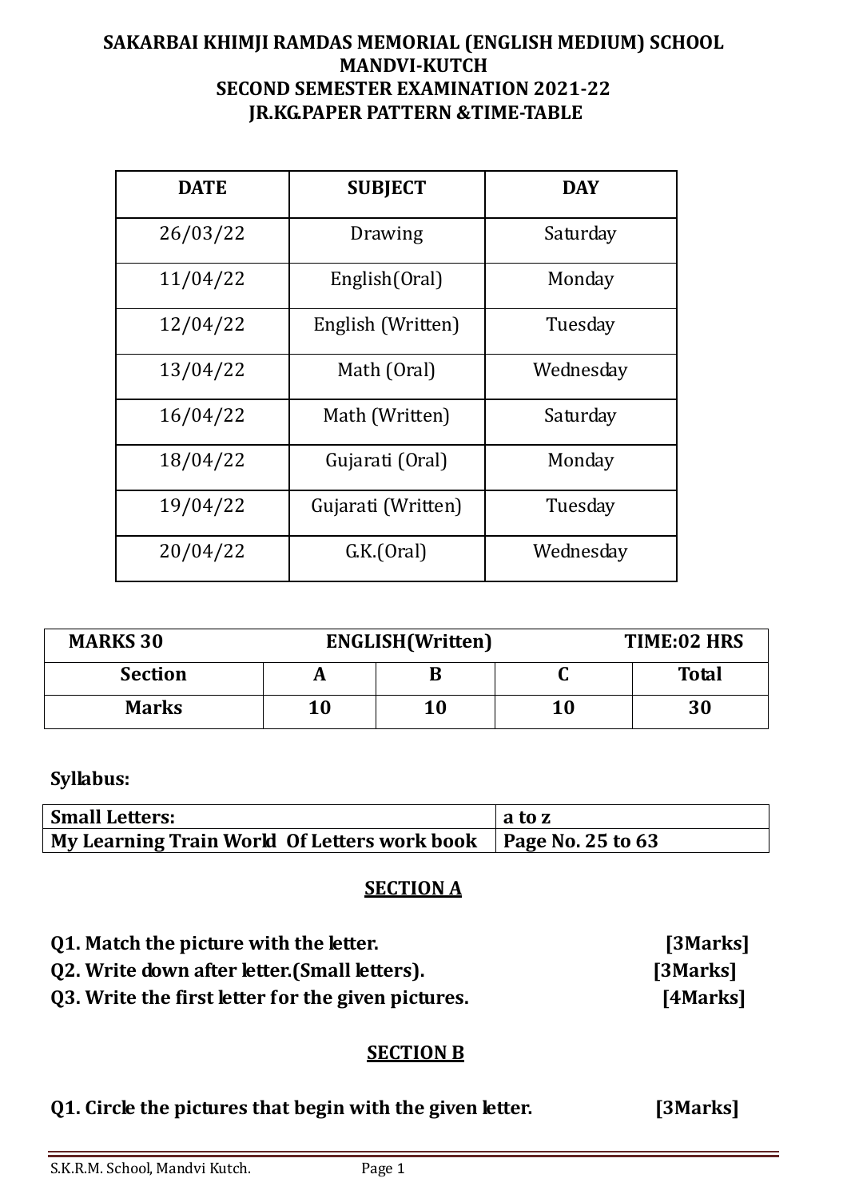# SAKARBAI KHIMJI RAMDAS MEMORIAL (ENGLISH MEDIUM) SCHOOL
## MANDVI-KUTCH
## SECOND SEMESTER EXAMINATION 2021-22
## JR.KG.PAPER PATTERN &TIME-TABLE

| DATE | SUBJECT | DAY |
|---|---|---|
| 26/03/22 | Drawing | Saturday |
| 11/04/22 | English(Oral) | Monday |
| 12/04/22 | English (Written) | Tuesday |
| 13/04/22 | Math (Oral) | Wednesday |
| 16/04/22 | Math (Written) | Saturday |
| 18/04/22 | Gujarati (Oral) | Monday |
| 19/04/22 | Gujarati (Written) | Tuesday |
| 20/04/22 | G.K.(Oral) | Wednesday |

| MARKS 30 | ENGLISH(Written) | | TIME:02 HRS | |
|---|---|---|---|---|
| **Section** | **A** | **B** | **C** | **Total** |
| **Marks** | **10** | **10** | **10** | **30** |

**Syllabus:**

| **Small Letters:** | **a to z** |
|---|---|
| **My Learning Train World Of Letters work book** | **Page No. 25 to 63** |

## SECTION A

**Q1. Match the picture with the letter.** **[3Marks]**

**Q2. Write down after letter.(Small letters).** **[3Marks]**

**Q3. Write the first letter for the given pictures.** **[4Marks]**

## SECTION B

**Q1. Circle the pictures that begin with the given letter.** **[3Marks]**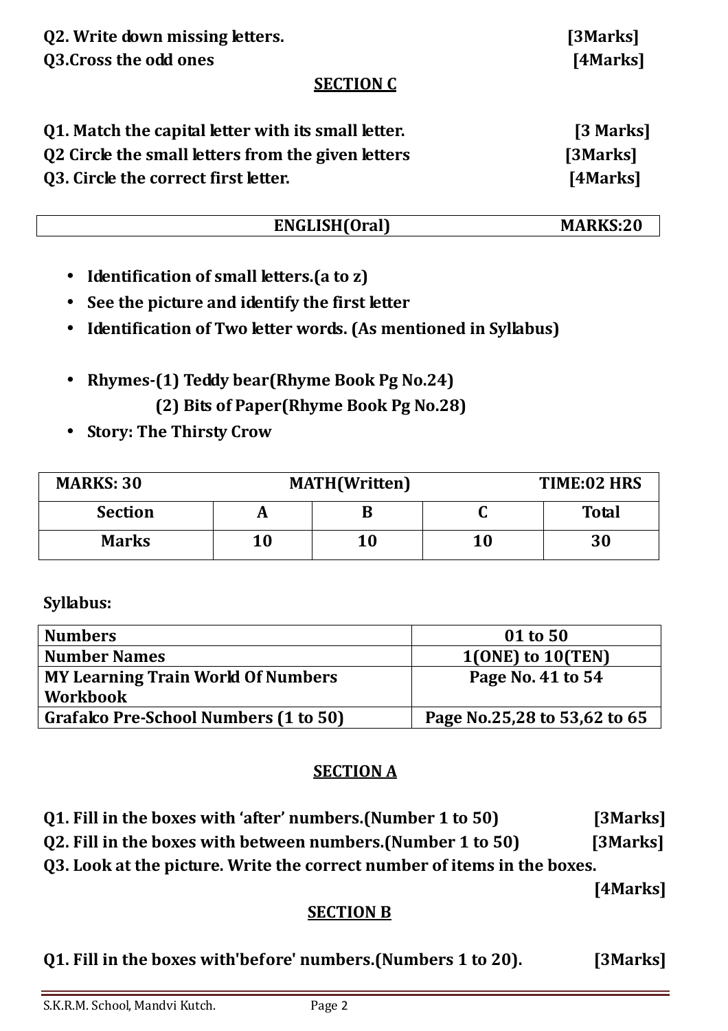**Q2. Write down missing letters. [3Marks]**

**Q3.Cross the odd ones [4Marks]**

## SECTION C

**Q1. Match the capital letter with its small letter. [3 Marks]**

**Q2 Circle the small letters from the given letters [3Marks]**

**Q3. Circle the correct first letter. [4Marks]**

| ENGLISH(Oral) | MARKS:20 |
|---|---|

- **Identification of small letters.(a to z)**
- **See the picture and identify the first letter**
- **Identification of Two letter words. (As mentioned in Syllabus)**

- **Rhymes-(1) Teddy bear(Rhyme Book Pg No.24)**
  **(2) Bits of Paper(Rhyme Book Pg No.28)**
- **Story: The Thirsty Crow**

| MARKS: 30 | MATH(Written) | | | TIME:02 HRS |
|---|---|---|---|---|
| **Section** | **A** | **B** | **C** | **Total** |
| **Marks** | **10** | **10** | **10** | **30** |

**Syllabus:**

| Numbers | 01 to 50 |
|---|---|
| **Number Names** | **1(ONE) to 10(TEN)** |
| **MY Learning Train World Of Numbers Workbook** | **Page No. 41 to 54** |
| **Grafalco Pre-School Numbers (1 to 50)** | **Page No.25,28 to 53,62 to 65** |

## SECTION A

**Q1. Fill in the boxes with 'after' numbers.(Number 1 to 50) [3Marks]**

**Q2. Fill in the boxes with between numbers.(Number 1 to 50) [3Marks]**

**Q3. Look at the picture. Write the correct number of items in the boxes. [4Marks]**

## SECTION B

**Q1. Fill in the boxes with'before' numbers.(Numbers 1 to 20). [3Marks]**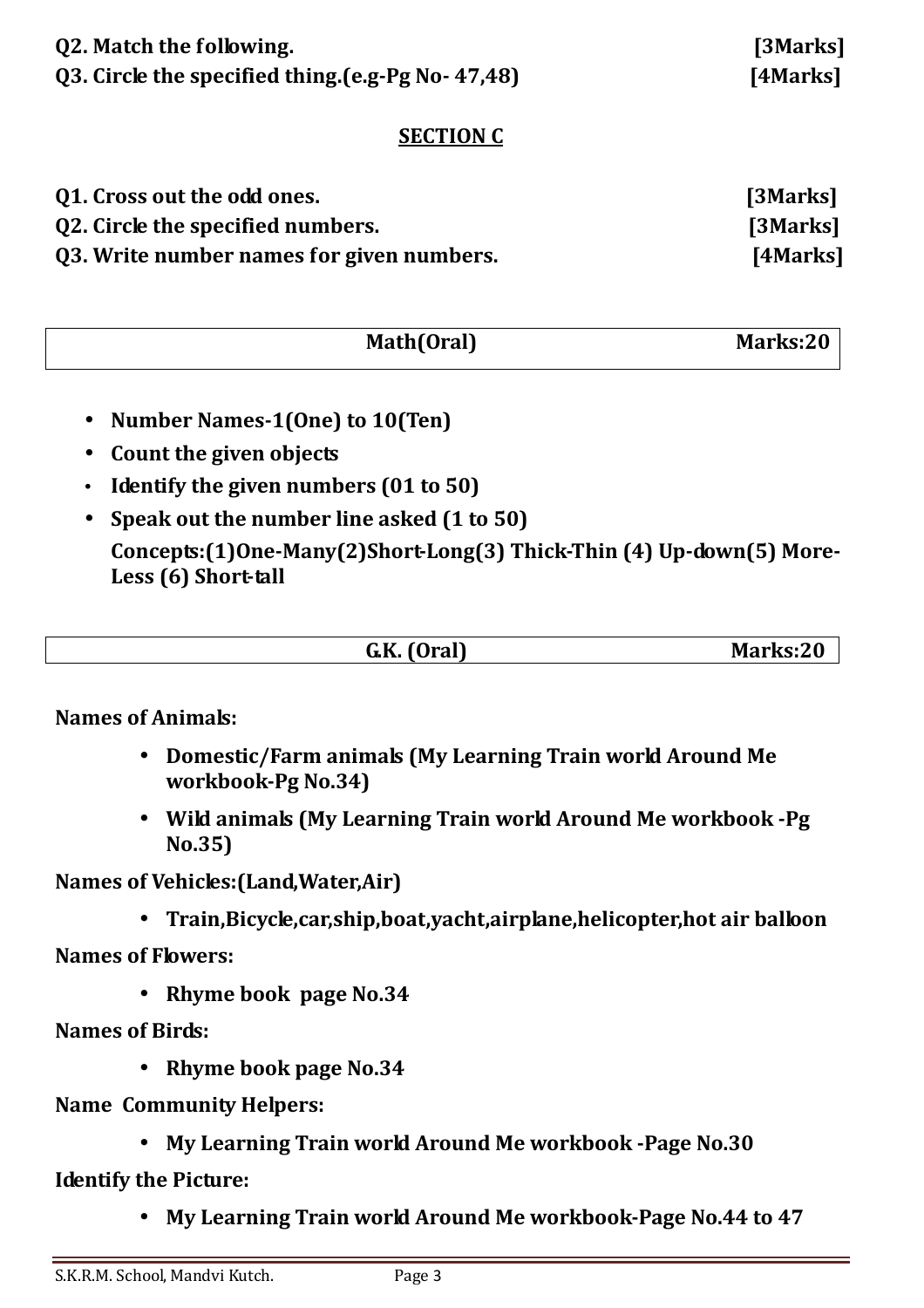**Q2. Match the following.** **[3Marks]**

**Q3. Circle the specified thing.(e.g-Pg No- 47,48)** **[4Marks]**

## SECTION C

**Q1. Cross out the odd ones.** **[3Marks]**

**Q2. Circle the specified numbers.** **[3Marks]**

**Q3. Write number names for given numbers.** **[4Marks]**

| Math(Oral) | Marks:20 |
|---|---|

- **Number Names-1(One) to 10(Ten)**
- **Count the given objects**
- **Identify the given numbers (01 to 50)**
- **Speak out the number line asked (1 to 50)**

  **Concepts:(1)One-Many(2)Short-Long(3) Thick-Thin (4) Up-down(5) More-Less (6) Short-tall**

| G.K. (Oral) | Marks:20 |
|---|---|

**Names of Animals:**

- **Domestic/Farm animals (My Learning Train world Around Me workbook-Pg No.34)**
- **Wild animals (My Learning Train world Around Me workbook -Pg No.35)**

**Names of Vehicles:(Land,Water,Air)**

- **Train,Bicycle,car,ship,boat,yacht,airplane,helicopter,hot air balloon**

**Names of Flowers:**

- **Rhyme book page No.34**

**Names of Birds:**

- **Rhyme book page No.34**

**Name Community Helpers:**

- **My Learning Train world Around Me workbook -Page No.30**

**Identify the Picture:**

- **My Learning Train world Around Me workbook-Page No.44 to 47**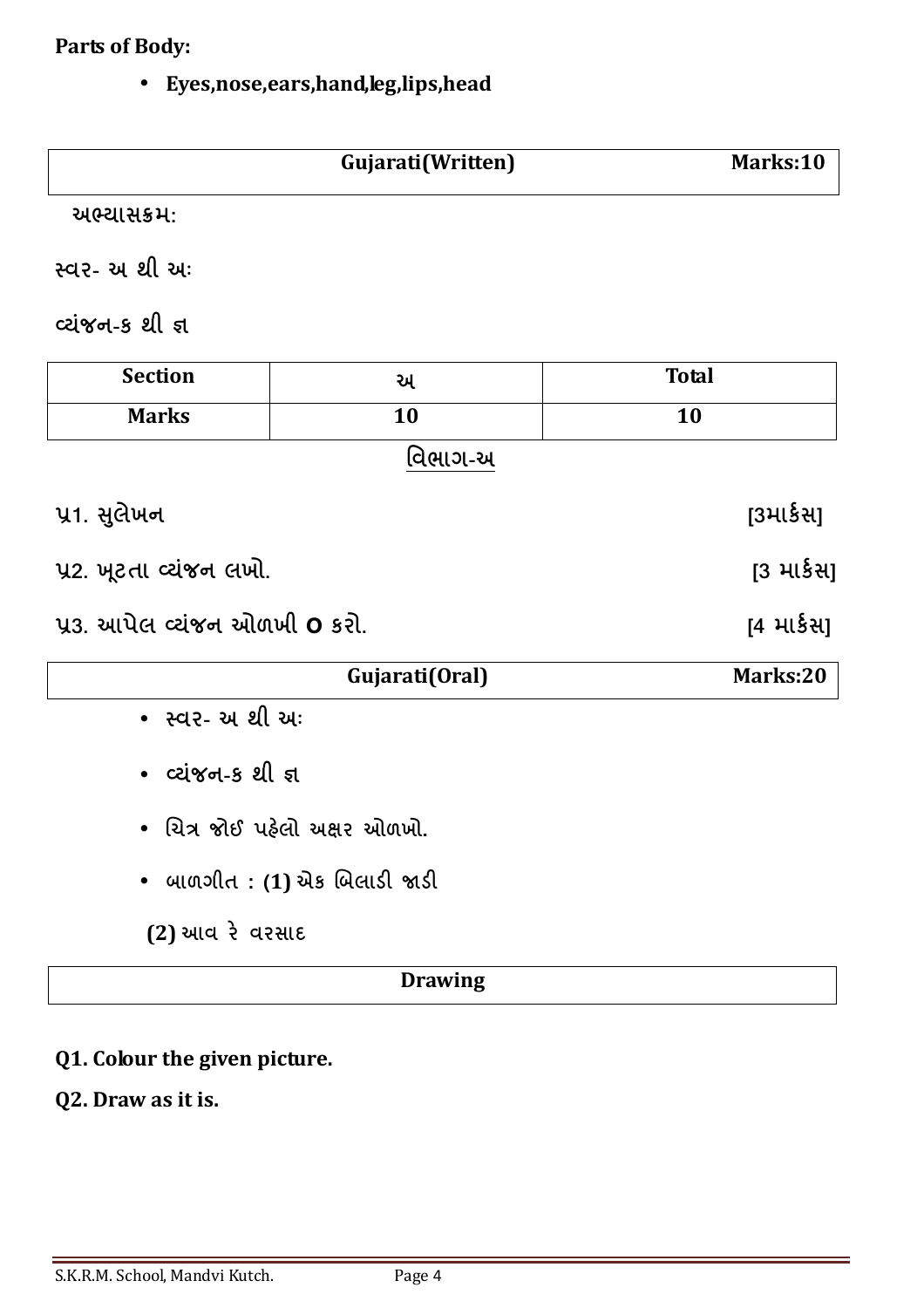**Parts of Body:**

- **Eyes,nose,ears,hand,leg,lips,head**

| **Gujarati(Written)** | **Marks:10** |
|---|---|

**અભ્યાસક્રમ:**

**સ્વર- અ થી અઃ**

**વ્યંજન-ક થી જ્ઞ**

| Section | અ | Total |
|---|---|---|
| **Marks** | **10** | **10** |

**વિભાગ-અ**

**પ્ર1. સુલેખન** **[3માર્કસ]**

**પ્ર2. ખૂટતા વ્યંજન લખો.** **[3 માર્કસ]**

**પ્ર3. આપેલ વ્યંજન ઓળખી O કરો.** **[4 માર્કસ]**

| **Gujarati(Oral)** | **Marks:20** |
|---|---|

- **સ્વર- અ થી અઃ**
- **વ્યંજન-ક થી જ્ઞ**
- **ચિત્ર જોઈ પહેલો અક્ષર ઓળખો.**
- **બાળગીત : (1) એક બિલાડી જાડી**

  **(2) આવ રે વરસાદ**

| **Drawing** |
|---|

**Q1. Colour the given picture.**

**Q2. Draw as it is.**